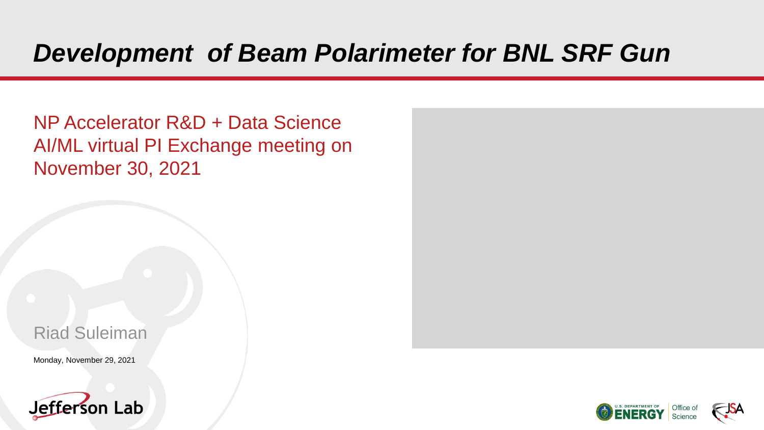# *Development of Beam Polarimeter for BNL SRF Gun*

NP Accelerator R&D + Data Science AI/ML virtual PI Exchange meeting on November 30, 2021

Riad Suleiman

Monday, November 29, 2021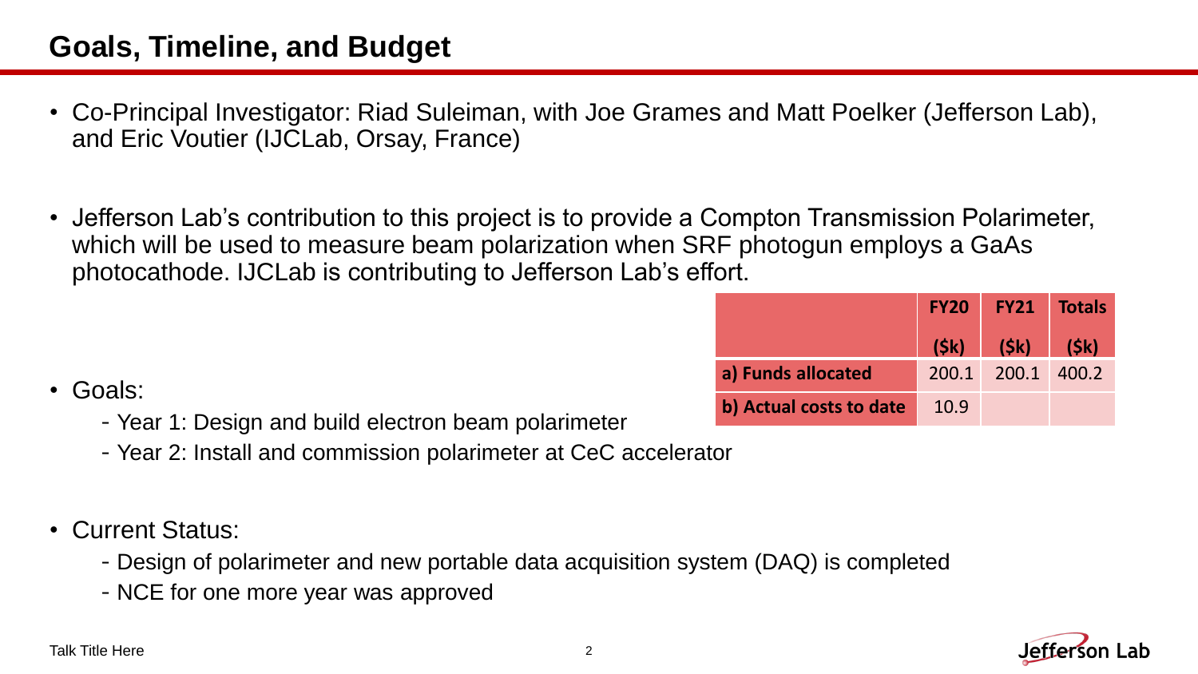# Goals, Timeline, and Budget

- Co-Principal Investigator: Riad Suleiman, with Joe Grames and Matt Poelker (Jefferson Lab), and Eric Voutier (IJCLab, Orsay, France)

- Jefferson Lab's contribution to this project is to provide a Compton Transmission Polarimeter, which will be used to measure beam polarization when SRF photogun employs a GaAs photocathode. IJCLab is contributing to Jefferson Lab's effort.

| | FY20 ($k) | FY21 ($k) | Totals ($k) |
|---|---|---|---|
| **a) Funds allocated** | 200.1 | 200.1 | 400.2 |
| **b) Actual costs to date** | 10.9 | | |

- Goals:
  - Year 1: Design and build electron beam polarimeter
  - Year 2: Install and commission polarimeter at CeC accelerator

- Current Status:
  - Design of polarimeter and new portable data acquisition system (DAQ) is completed
  - NCE for one more year was approved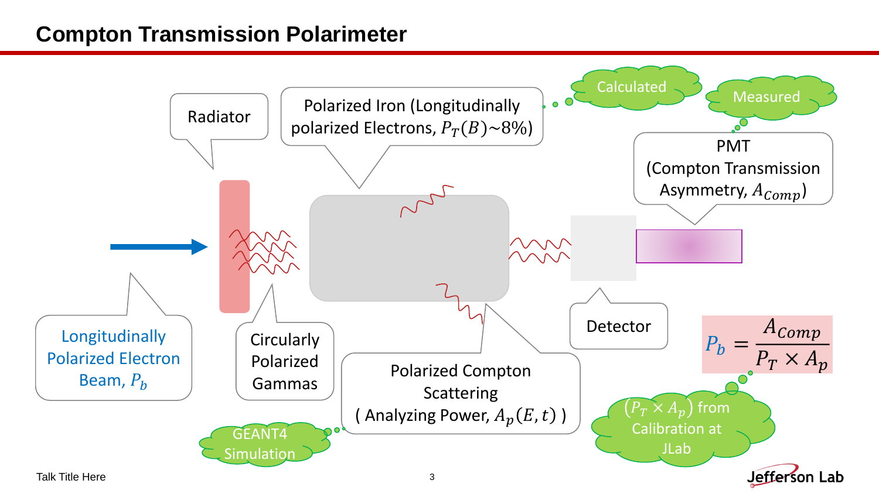# Compton Transmission Polarimeter

Radiator

Polarized Iron (Longitudinally polarized Electrons, $P_T(B) \sim 8\%$)

Calculated

Measured

PMT (Compton Transmission Asymmetry, $A_{Comp}$)

Longitudinally Polarized Electron Beam, $P_b$

Circularly Polarized Gammas

Polarized Compton Scattering ( Analyzing Power, $A_p(E, t)$ )

Detector

$$P_b = \frac{A_{Comp}}{P_T \times A_p}$$

GEANT4 Simulation

$(P_T \times A_p)$ from Calibration at JLab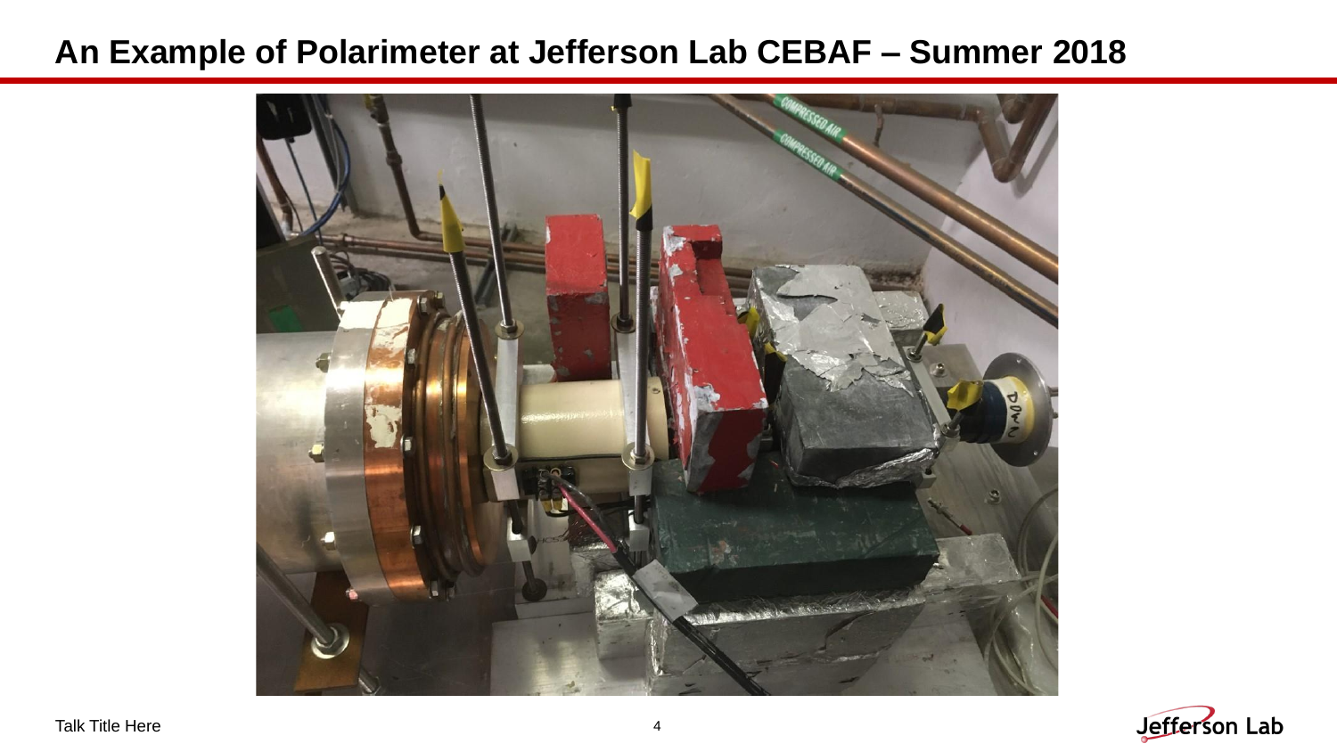# An Example of Polarimeter at Jefferson Lab CEBAF – Summer 2018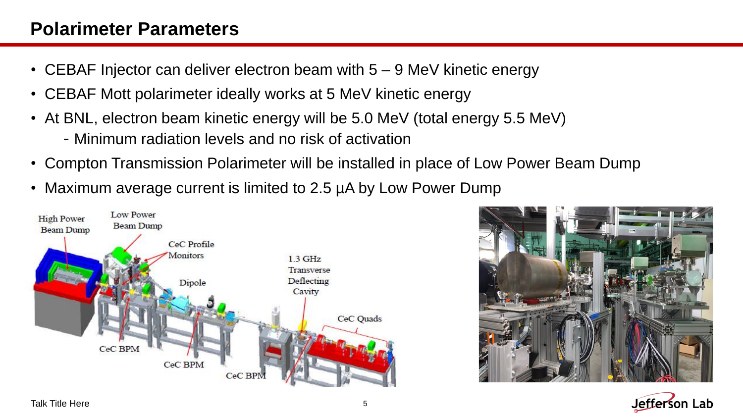# Polarimeter Parameters

- CEBAF Injector can deliver electron beam with 5 – 9 MeV kinetic energy
- CEBAF Mott polarimeter ideally works at 5 MeV kinetic energy
- At BNL, electron beam kinetic energy will be 5.0 MeV (total energy 5.5 MeV)
  - Minimum radiation levels and no risk of activation
- Compton Transmission Polarimeter will be installed in place of Low Power Beam Dump
- Maximum average current is limited to 2.5 µA by Low Power Dump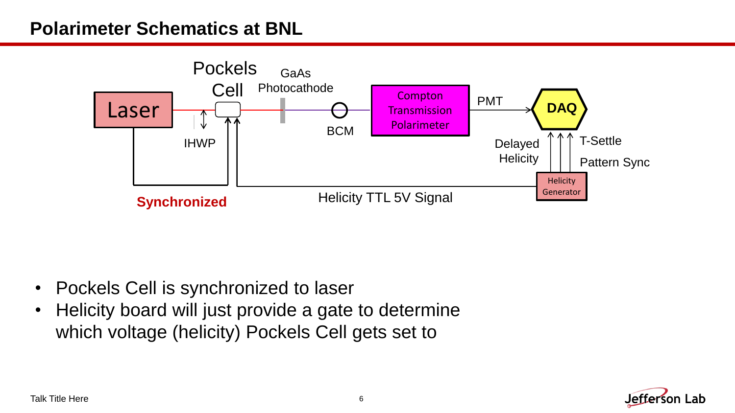# Polarimeter Schematics at BNL

Laser

Pockels Cell

GaAs Photocathode

IHWP

BCM

Compton Transmission Polarimeter

PMT

DAQ

Delayed Helicity

T-Settle

Pattern Sync

Helicity Generator

**Synchronized**

Helicity TTL 5V Signal

- Pockels Cell is synchronized to laser
- Helicity board will just provide a gate to determine which voltage (helicity) Pockels Cell gets set to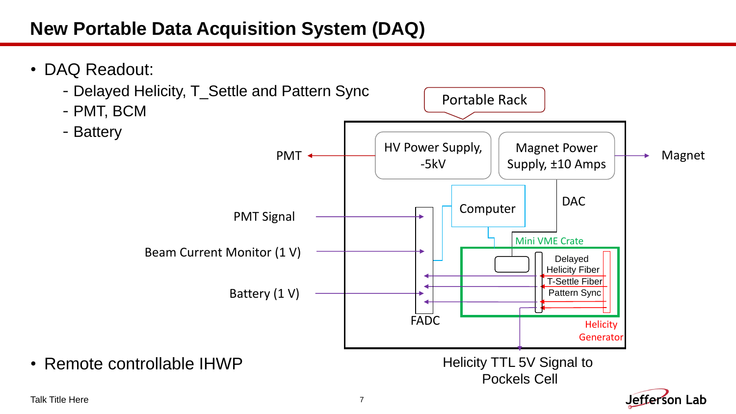# New Portable Data Acquisition System (DAQ)

- DAQ Readout:
  - Delayed Helicity, T_Settle and Pattern Sync
  - PMT, BCM
  - Battery

Portable Rack

HV Power Supply, -5kV

Magnet Power Supply, ±10 Amps

PMT

Magnet

Computer

DAC

Mini VME Crate

PMT Signal

Beam Current Monitor (1 V)

Battery (1 V)

Delayed Helicity Fiber

T-Settle Fiber

Pattern Sync

FADC

Helicity Generator

Helicity TTL 5V Signal to Pockels Cell

- Remote controllable IHWP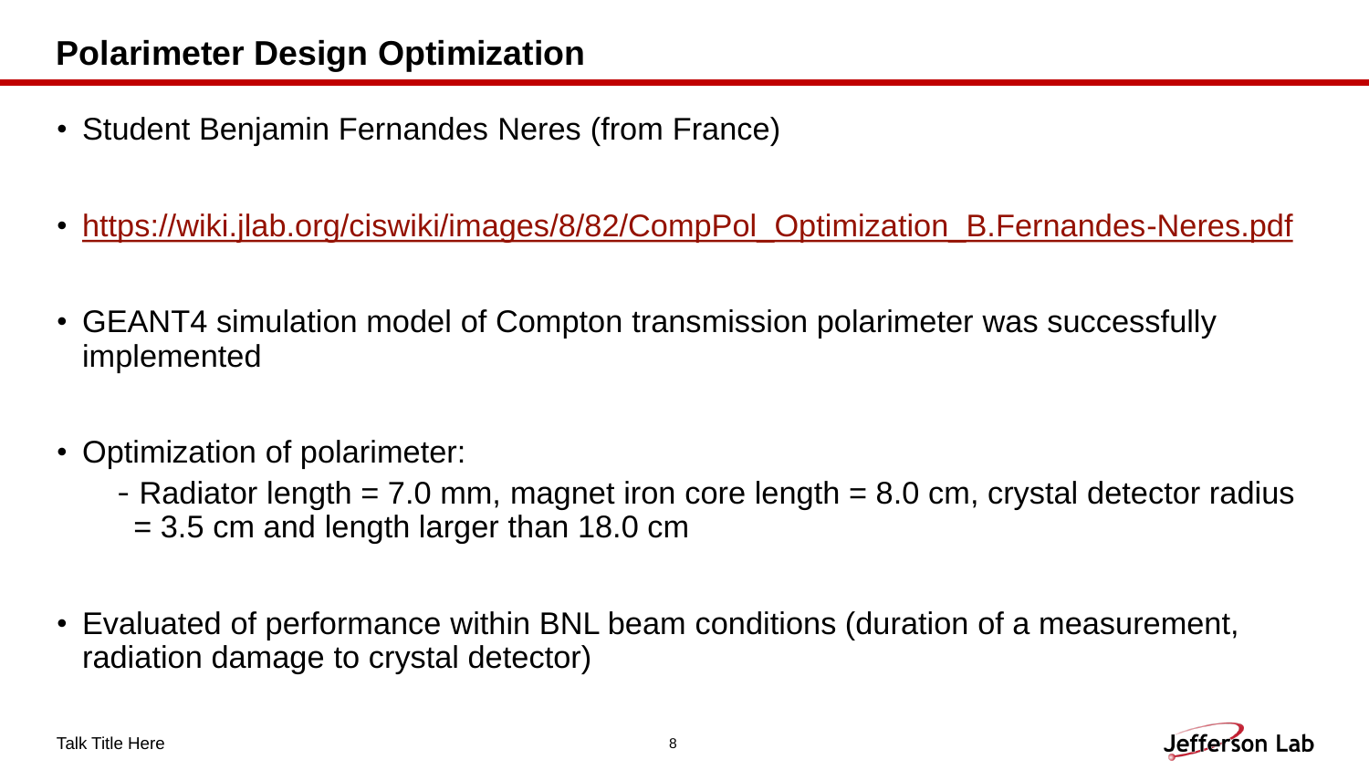# Polarimeter Design Optimization

- Student Benjamin Fernandes Neres (from France)
- https://wiki.jlab.org/ciswiki/images/8/82/CompPol_Optimization_B.Fernandes-Neres.pdf
- GEANT4 simulation model of Compton transmission polarimeter was successfully implemented
- Optimization of polarimeter:
  - Radiator length = 7.0 mm, magnet iron core length = 8.0 cm, crystal detector radius = 3.5 cm and length larger than 18.0 cm
- Evaluated of performance within BNL beam conditions (duration of a measurement, radiation damage to crystal detector)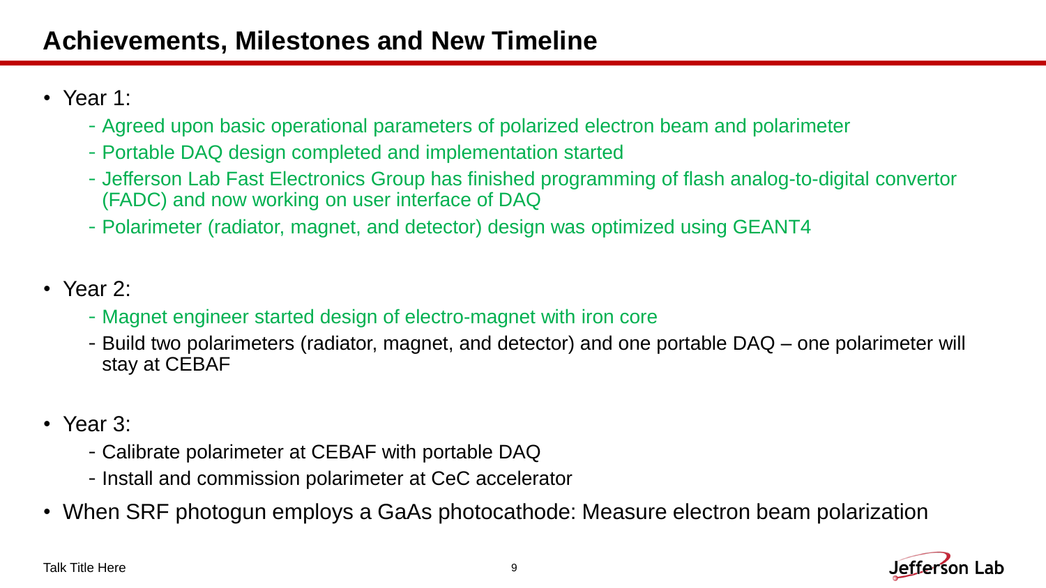# Achievements, Milestones and New Timeline

- Year 1:
  - Agreed upon basic operational parameters of polarized electron beam and polarimeter
  - Portable DAQ design completed and implementation started
  - Jefferson Lab Fast Electronics Group has finished programming of flash analog-to-digital convertor (FADC) and now working on user interface of DAQ
  - Polarimeter (radiator, magnet, and detector) design was optimized using GEANT4
- Year 2:
  - Magnet engineer started design of electro-magnet with iron core
  - Build two polarimeters (radiator, magnet, and detector) and one portable DAQ – one polarimeter will stay at CEBAF
- Year 3:
  - Calibrate polarimeter at CEBAF with portable DAQ
  - Install and commission polarimeter at CeC accelerator
- When SRF photogun employs a GaAs photocathode: Measure electron beam polarization